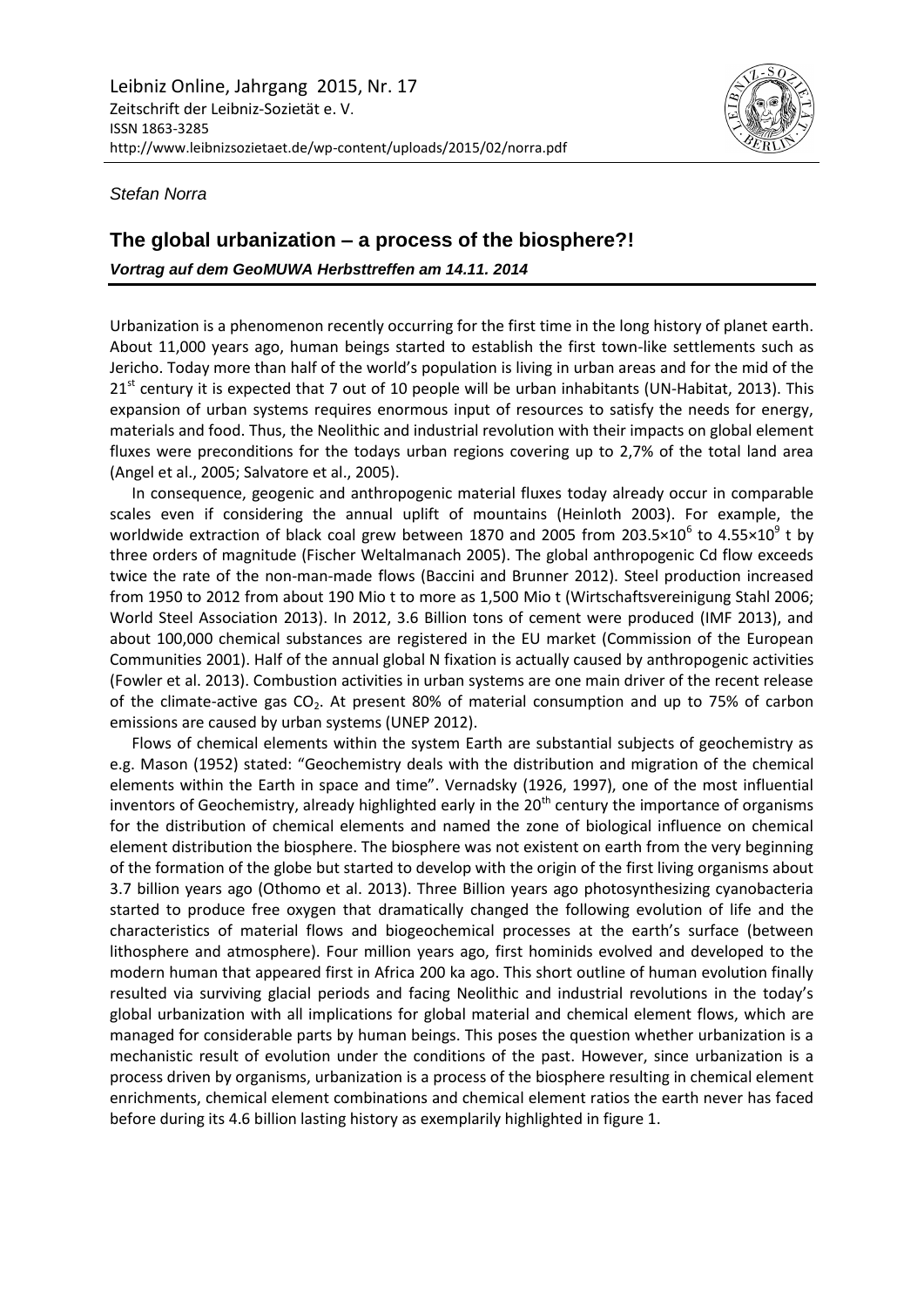Leibniz Online, Jahrgang 2015, Nr. 17
Zeitschrift der Leibniz-Sozietät e. V.
ISSN 1863-3285
http://www.leibnizsozietaet.de/wp-content/uploads/2015/02/norra.pdf

*Stefan Norra*

# The global urbanization – a process of the biosphere?!

***Vortrag auf dem GeoMUWA Herbsttreffen am 14.11. 2014***

Urbanization is a phenomenon recently occurring for the first time in the long history of planet earth. About 11,000 years ago, human beings started to establish the first town-like settlements such as Jericho. Today more than half of the world's population is living in urban areas and for the mid of the $21^{st}$ century it is expected that 7 out of 10 people will be urban inhabitants (UN-Habitat, 2013). This expansion of urban systems requires enormous input of resources to satisfy the needs for energy, materials and food. Thus, the Neolithic and industrial revolution with their impacts on global element fluxes were preconditions for the todays urban regions covering up to 2,7% of the total land area (Angel et al., 2005; Salvatore et al., 2005).

In consequence, geogenic and anthropogenic material fluxes today already occur in comparable scales even if considering the annual uplift of mountains (Heinloth 2003). For example, the worldwide extraction of black coal grew between 1870 and 2005 from $203.5\times10^{6}$ to $4.55\times10^{9}$ t by three orders of magnitude (Fischer Weltalmanach 2005). The global anthropogenic Cd flow exceeds twice the rate of the non-man-made flows (Baccini and Brunner 2012). Steel production increased from 1950 to 2012 from about 190 Mio t to more as 1,500 Mio t (Wirtschaftsvereinigung Stahl 2006; World Steel Association 2013). In 2012, 3.6 Billion tons of cement were produced (IMF 2013), and about 100,000 chemical substances are registered in the EU market (Commission of the European Communities 2001). Half of the annual global N fixation is actually caused by anthropogenic activities (Fowler et al. 2013). Combustion activities in urban systems are one main driver of the recent release of the climate-active gas $CO_2$. At present 80% of material consumption and up to 75% of carbon emissions are caused by urban systems (UNEP 2012).

Flows of chemical elements within the system Earth are substantial subjects of geochemistry as e.g. Mason (1952) stated: "Geochemistry deals with the distribution and migration of the chemical elements within the Earth in space and time". Vernadsky (1926, 1997), one of the most influential inventors of Geochemistry, already highlighted early in the $20^{th}$ century the importance of organisms for the distribution of chemical elements and named the zone of biological influence on chemical element distribution the biosphere. The biosphere was not existent on earth from the very beginning of the formation of the globe but started to develop with the origin of the first living organisms about 3.7 billion years ago (Othomo et al. 2013). Three Billion years ago photosynthesizing cyanobacteria started to produce free oxygen that dramatically changed the following evolution of life and the characteristics of material flows and biogeochemical processes at the earth's surface (between lithosphere and atmosphere). Four million years ago, first hominids evolved and developed to the modern human that appeared first in Africa 200 ka ago. This short outline of human evolution finally resulted via surviving glacial periods and facing Neolithic and industrial revolutions in the today's global urbanization with all implications for global material and chemical element flows, which are managed for considerable parts by human beings. This poses the question whether urbanization is a mechanistic result of evolution under the conditions of the past. However, since urbanization is a process driven by organisms, urbanization is a process of the biosphere resulting in chemical element enrichments, chemical element combinations and chemical element ratios the earth never has faced before during its 4.6 billion lasting history as exemplarily highlighted in figure 1.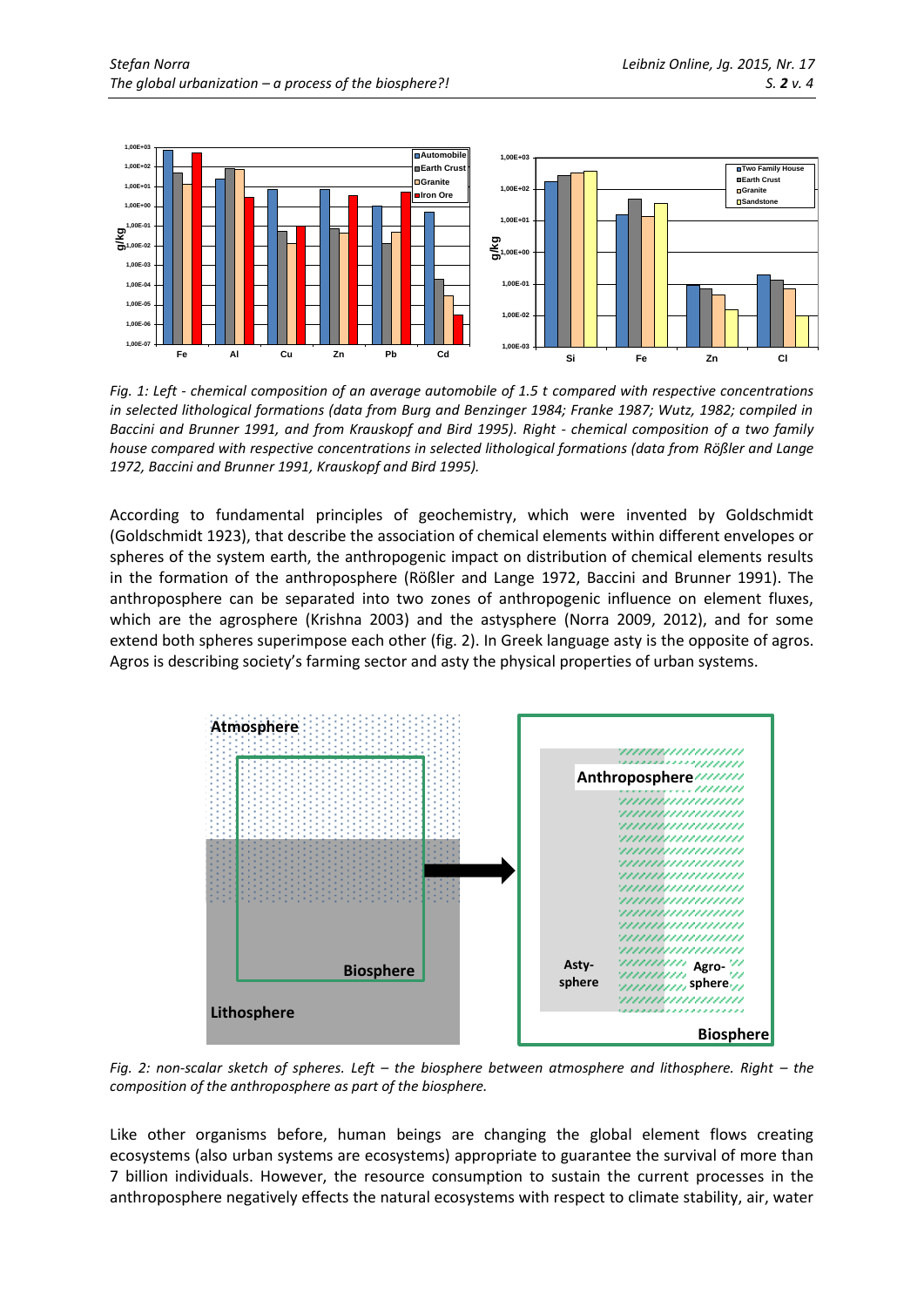*Fig. 1: Left - chemical composition of an average automobile of 1.5 t compared with respective concentrations in selected lithological formations (data from Burg and Benzinger 1984; Franke 1987; Wutz, 1982; compiled in Baccini and Brunner 1991, and from Krauskopf and Bird 1995). Right - chemical composition of a two family house compared with respective concentrations in selected lithological formations (data from Rößler and Lange 1972, Baccini and Brunner 1991, Krauskopf and Bird 1995).*

According to fundamental principles of geochemistry, which were invented by Goldschmidt (Goldschmidt 1923), that describe the association of chemical elements within different envelopes or spheres of the system earth, the anthropogenic impact on distribution of chemical elements results in the formation of the anthroposphere (Rößler and Lange 1972, Baccini and Brunner 1991). The anthroposphere can be separated into two zones of anthropogenic influence on element fluxes, which are the agrosphere (Krishna 2003) and the astysphere (Norra 2009, 2012), and for some extend both spheres superimpose each other (fig. 2). In Greek language asty is the opposite of agros. Agros is describing society's farming sector and asty the physical properties of urban systems.

*Fig. 2: non-scalar sketch of spheres. Left – the biosphere between atmosphere and lithosphere. Right – the composition of the anthroposphere as part of the biosphere.*

Like other organisms before, human beings are changing the global element flows creating ecosystems (also urban systems are ecosystems) appropriate to guarantee the survival of more than 7 billion individuals. However, the resource consumption to sustain the current processes in the anthroposphere negatively effects the natural ecosystems with respect to climate stability, air, water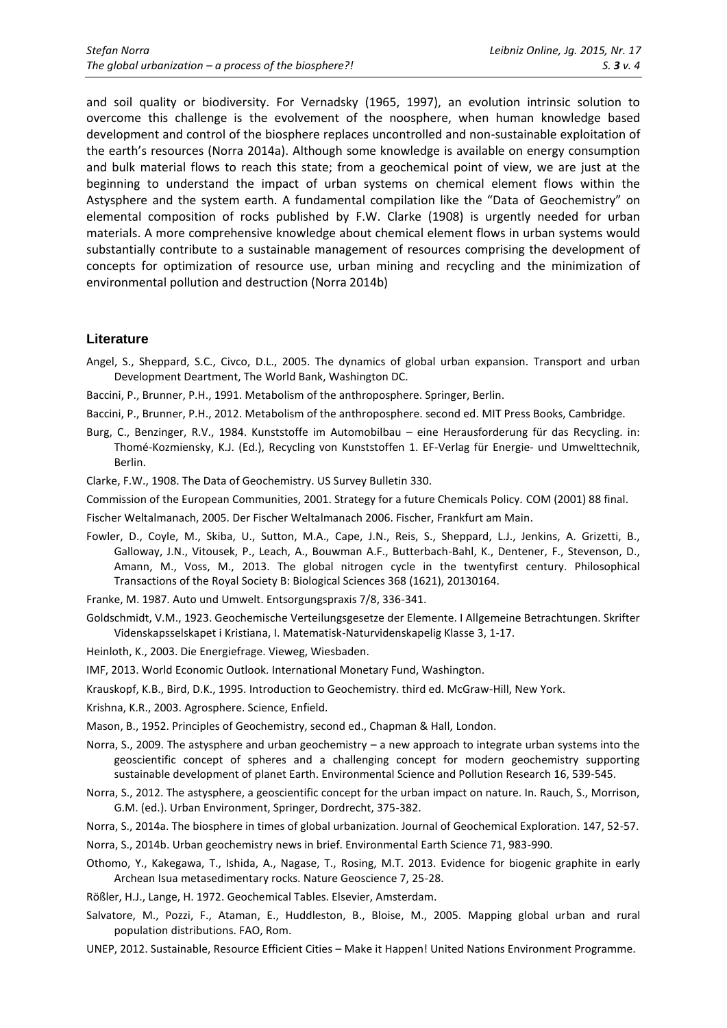and soil quality or biodiversity. For Vernadsky (1965, 1997), an evolution intrinsic solution to overcome this challenge is the evolvement of the noosphere, when human knowledge based development and control of the biosphere replaces uncontrolled and non-sustainable exploitation of the earth's resources (Norra 2014a). Although some knowledge is available on energy consumption and bulk material flows to reach this state; from a geochemical point of view, we are just at the beginning to understand the impact of urban systems on chemical element flows within the Astysphere and the system earth. A fundamental compilation like the "Data of Geochemistry" on elemental composition of rocks published by F.W. Clarke (1908) is urgently needed for urban materials. A more comprehensive knowledge about chemical element flows in urban systems would substantially contribute to a sustainable management of resources comprising the development of concepts for optimization of resource use, urban mining and recycling and the minimization of environmental pollution and destruction (Norra 2014b)

## Literature

Angel, S., Sheppard, S.C., Civco, D.L., 2005. The dynamics of global urban expansion. Transport and urban Development Deartment, The World Bank, Washington DC.

Baccini, P., Brunner, P.H., 1991. Metabolism of the anthroposphere. Springer, Berlin.

Baccini, P., Brunner, P.H., 2012. Metabolism of the anthroposphere. second ed. MIT Press Books, Cambridge.

Burg, C., Benzinger, R.V., 1984. Kunststoffe im Automobilbau – eine Herausforderung für das Recycling. in: Thomé-Kozmiensky, K.J. (Ed.), Recycling von Kunststoffen 1. EF-Verlag für Energie- und Umwelttechnik, Berlin.

Clarke, F.W., 1908. The Data of Geochemistry. US Survey Bulletin 330.

Commission of the European Communities, 2001. Strategy for a future Chemicals Policy. COM (2001) 88 final.

Fischer Weltalmanach, 2005. Der Fischer Weltalmanach 2006. Fischer, Frankfurt am Main.

Fowler, D., Coyle, M., Skiba, U., Sutton, M.A., Cape, J.N., Reis, S., Sheppard, L.J., Jenkins, A. Grizetti, B., Galloway, J.N., Vitousek, P., Leach, A., Bouwman A.F., Butterbach-Bahl, K., Dentener, F., Stevenson, D., Amann, M., Voss, M., 2013. The global nitrogen cycle in the twentyfirst century. Philosophical Transactions of the Royal Society B: Biological Sciences 368 (1621), 20130164.

Franke, M. 1987. Auto und Umwelt. Entsorgungspraxis 7/8, 336-341.

Goldschmidt, V.M., 1923. Geochemische Verteilungsgesetze der Elemente. I Allgemeine Betrachtungen. Skrifter Videnskapsselskapet i Kristiana, I. Matematisk-Naturvidenskapelig Klasse 3, 1-17.

Heinloth, K., 2003. Die Energiefrage. Vieweg, Wiesbaden.

IMF, 2013. World Economic Outlook. International Monetary Fund, Washington.

Krauskopf, K.B., Bird, D.K., 1995. Introduction to Geochemistry. third ed. McGraw-Hill, New York.

Krishna, K.R., 2003. Agrosphere. Science, Enfield.

Mason, B., 1952. Principles of Geochemistry, second ed., Chapman & Hall, London.

Norra, S., 2009. The astysphere and urban geochemistry – a new approach to integrate urban systems into the geoscientific concept of spheres and a challenging concept for modern geochemistry supporting sustainable development of planet Earth. Environmental Science and Pollution Research 16, 539-545.

Norra, S., 2012. The astysphere, a geoscientific concept for the urban impact on nature. In. Rauch, S., Morrison, G.M. (ed.). Urban Environment, Springer, Dordrecht, 375-382.

Norra, S., 2014a. The biosphere in times of global urbanization. Journal of Geochemical Exploration. 147, 52-57.

Norra, S., 2014b. Urban geochemistry news in brief. Environmental Earth Science 71, 983-990.

Othomo, Y., Kakegawa, T., Ishida, A., Nagase, T., Rosing, M.T. 2013. Evidence for biogenic graphite in early Archean Isua metasedimentary rocks. Nature Geoscience 7, 25-28.

Rößler, H.J., Lange, H. 1972. Geochemical Tables. Elsevier, Amsterdam.

Salvatore, M., Pozzi, F., Ataman, E., Huddleston, B., Bloise, M., 2005. Mapping global urban and rural population distributions. FAO, Rom.

UNEP, 2012. Sustainable, Resource Efficient Cities – Make it Happen! United Nations Environment Programme.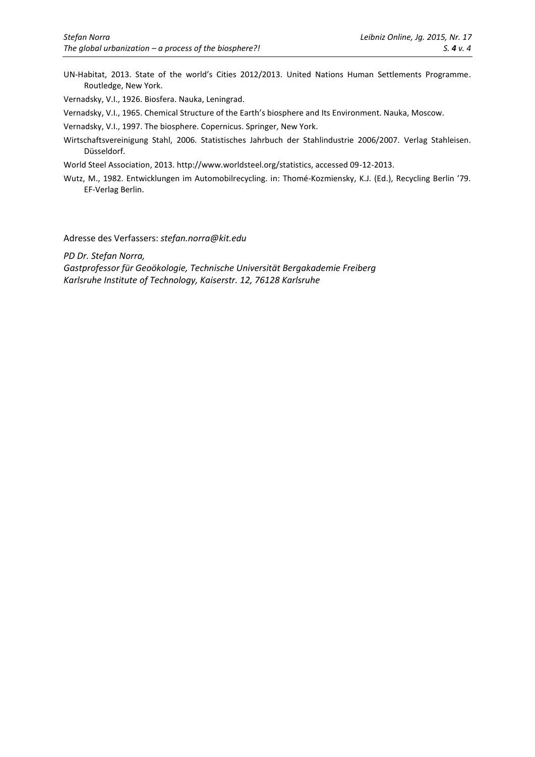UN-Habitat, 2013. State of the world's Cities 2012/2013. United Nations Human Settlements Programme. Routledge, New York.

Vernadsky, V.I., 1926. Biosfera. Nauka, Leningrad.

Vernadsky, V.I., 1965. Chemical Structure of the Earth's biosphere and Its Environment. Nauka, Moscow.

Vernadsky, V.I., 1997. The biosphere. Copernicus. Springer, New York.

Wirtschaftsvereinigung Stahl, 2006. Statistisches Jahrbuch der Stahlindustrie 2006/2007. Verlag Stahleisen. Düsseldorf.

World Steel Association, 2013. http://www.worldsteel.org/statistics, accessed 09-12-2013.

Wutz, M., 1982. Entwicklungen im Automobilrecycling. in: Thomé-Kozmiensky, K.J. (Ed.), Recycling Berlin '79. EF-Verlag Berlin.

Adresse des Verfassers: *stefan.norra@kit.edu*

*PD Dr. Stefan Norra,*
*Gastprofessor für Geoökologie, Technische Universität Bergakademie Freiberg*
*Karlsruhe Institute of Technology, Kaiserstr. 12, 76128 Karlsruhe*